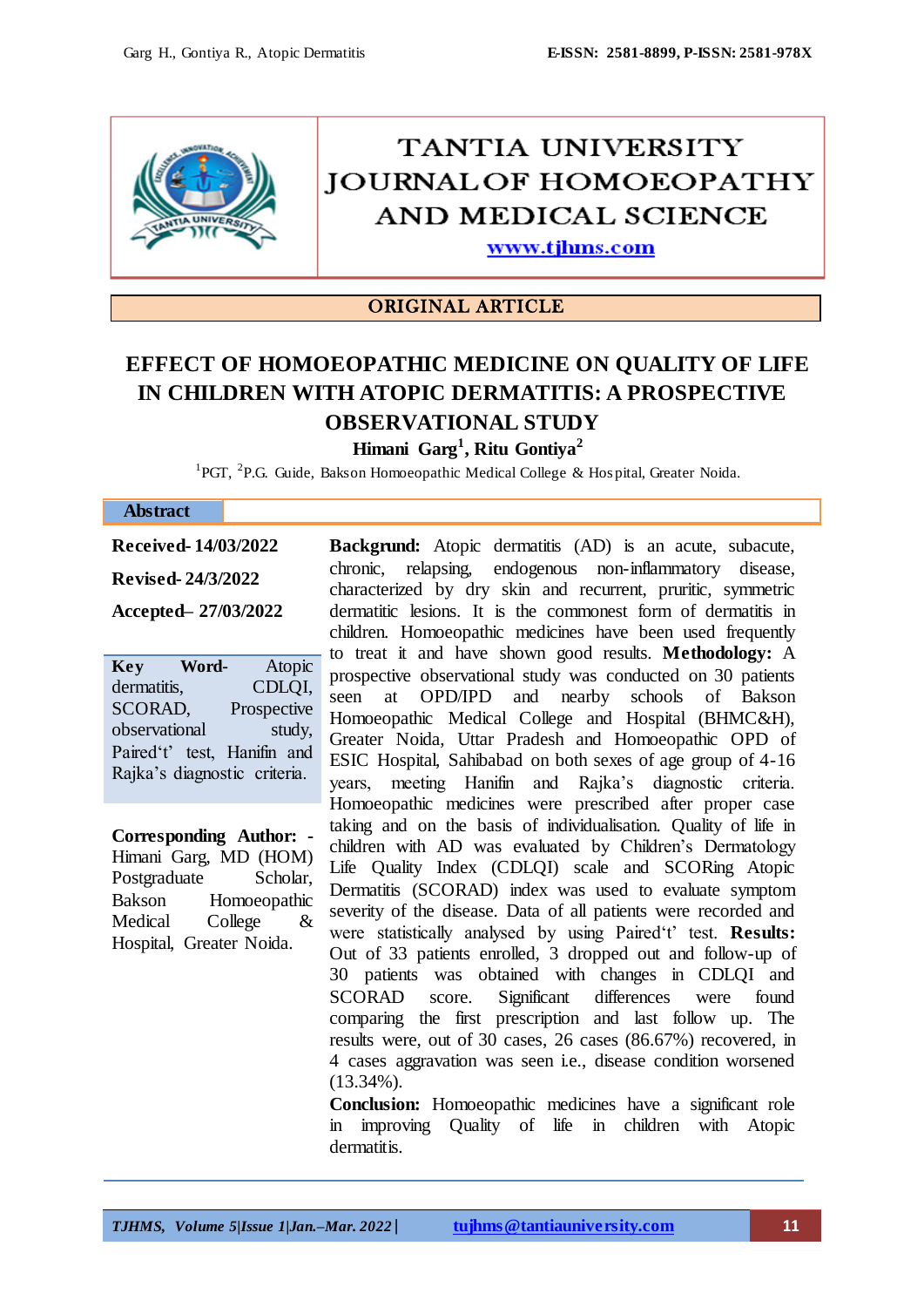TANTIA UNIVERSITY JOURNAL OF HOMOEOPATHY AND MEDICAL SCIENCE

www.tjhms.com

**ORIGINAL ARTICLE**

# EFFECT OF HOMOEOPATHIC MEDICINE ON QUALITY OF LIFE IN CHILDREN WITH ATOPIC DERMATITIS: A PROSPECTIVE OBSERVATIONAL STUDY

**Himani Garg[1], Ritu Gontiya[2]**

[1]PGT, [2]P.G. Guide, Bakson Homoeopathic Medical College & Hospital, Greater Noida.

## Abstract

**Received- 14/03/2022**

**Revised- 24/3/2022**

**Accepted– 27/03/2022**

**Key Word-** Atopic dermatitis, CDLQI, SCORAD, Prospective observational study, Paired't' test, Hanifin and Rajka's diagnostic criteria.

**Corresponding Author: -** Himani Garg, MD (HOM) Postgraduate Scholar, Bakson Homoeopathic Medical College & Hospital, Greater Noida.

**Backgrund:** Atopic dermatitis (AD) is an acute, subacute, chronic, relapsing, endogenous non-inflammatory disease, characterized by dry skin and recurrent, pruritic, symmetric dermatitic lesions. It is the commonest form of dermatitis in children. Homoeopathic medicines have been used frequently to treat it and have shown good results. **Methodology:** A prospective observational study was conducted on 30 patients seen at OPD/IPD and nearby schools of Bakson Homoeopathic Medical College and Hospital (BHMC&H), Greater Noida, Uttar Pradesh and Homoeopathic OPD of ESIC Hospital, Sahibabad on both sexes of age group of 4-16 years, meeting Hanifin and Rajka's diagnostic criteria. Homoeopathic medicines were prescribed after proper case taking and on the basis of individualisation. Quality of life in children with AD was evaluated by Children's Dermatology Life Quality Index (CDLQI) scale and SCORing Atopic Dermatitis (SCORAD) index was used to evaluate symptom severity of the disease. Data of all patients were recorded and were statistically analysed by using Paired't' test. **Results:** Out of 33 patients enrolled, 3 dropped out and follow-up of 30 patients was obtained with changes in CDLQI and SCORAD score. Significant differences were found comparing the first prescription and last follow up. The results were, out of 30 cases, 26 cases (86.67%) recovered, in 4 cases aggravation was seen i.e., disease condition worsened (13.34%).

**Conclusion:** Homoeopathic medicines have a significant role in improving Quality of life in children with Atopic dermatitis.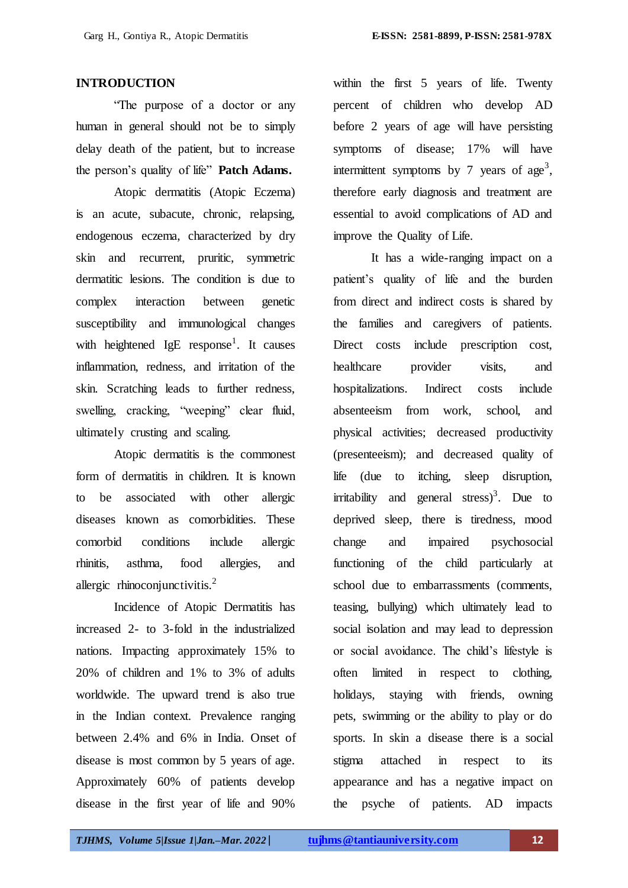## INTRODUCTION

"The purpose of a doctor or any human in general should not be to simply delay death of the patient, but to increase the person's quality of life" **Patch Adams.**

Atopic dermatitis (Atopic Eczema) is an acute, subacute, chronic, relapsing, endogenous eczema, characterized by dry skin and recurrent, pruritic, symmetric dermatitic lesions. The condition is due to complex interaction between genetic susceptibility and immunological changes with heightened IgE response[1]. It causes inflammation, redness, and irritation of the skin. Scratching leads to further redness, swelling, cracking, "weeping" clear fluid, ultimately crusting and scaling.

Atopic dermatitis is the commonest form of dermatitis in children. It is known to be associated with other allergic diseases known as comorbidities. These comorbid conditions include allergic rhinitis, asthma, food allergies, and allergic rhinoconjunctivitis.[2]

Incidence of Atopic Dermatitis has increased 2- to 3-fold in the industrialized nations. Impacting approximately 15% to 20% of children and 1% to 3% of adults worldwide. The upward trend is also true in the Indian context. Prevalence ranging between 2.4% and 6% in India. Onset of disease is most common by 5 years of age. Approximately 60% of patients develop disease in the first year of life and 90% within the first 5 years of life. Twenty percent of children who develop AD before 2 years of age will have persisting symptoms of disease; 17% will have intermittent symptoms by 7 years of age[3], therefore early diagnosis and treatment are essential to avoid complications of AD and improve the Quality of Life.

It has a wide-ranging impact on a patient's quality of life and the burden from direct and indirect costs is shared by the families and caregivers of patients. Direct costs include prescription cost, healthcare provider visits, and hospitalizations. Indirect costs include absenteeism from work, school, and physical activities; decreased productivity (presenteeism); and decreased quality of life (due to itching, sleep disruption, irritability and general stress)[3]. Due to deprived sleep, there is tiredness, mood change and impaired psychosocial functioning of the child particularly at school due to embarrassments (comments, teasing, bullying) which ultimately lead to social isolation and may lead to depression or social avoidance. The child's lifestyle is often limited in respect to clothing, holidays, staying with friends, owning pets, swimming or the ability to play or do sports. In skin a disease there is a social stigma attached in respect to its appearance and has a negative impact on the psyche of patients. AD impacts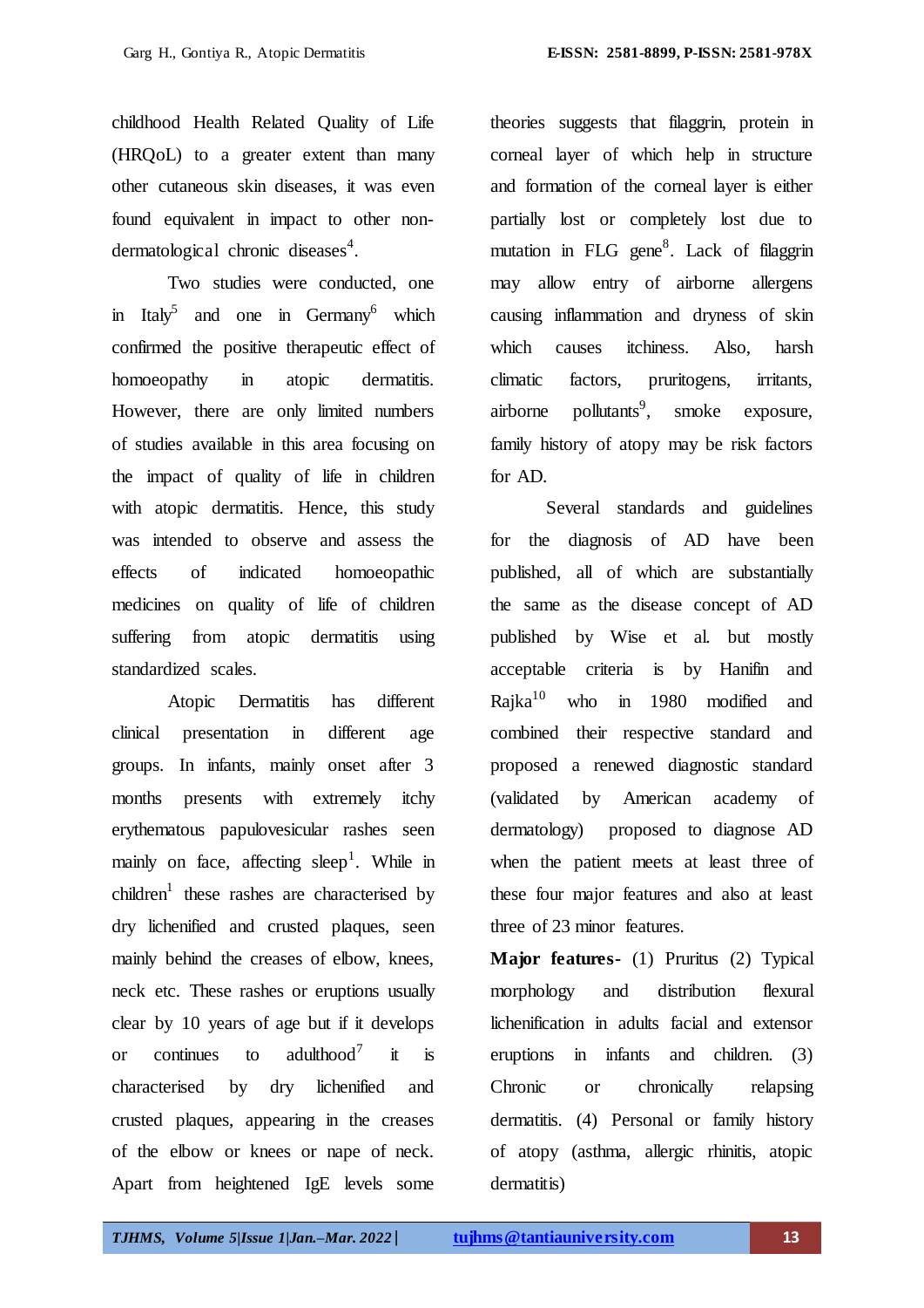childhood Health Related Quality of Life (HRQoL) to a greater extent than many other cutaneous skin diseases, it was even found equivalent in impact to other non-dermatological chronic diseases[4].

Two studies were conducted, one in Italy[5] and one in Germany[6] which confirmed the positive therapeutic effect of homoeopathy in atopic dermatitis. However, there are only limited numbers of studies available in this area focusing on the impact of quality of life in children with atopic dermatitis. Hence, this study was intended to observe and assess the effects of indicated homoeopathic medicines on quality of life of children suffering from atopic dermatitis using standardized scales.

Atopic Dermatitis has different clinical presentation in different age groups. In infants, mainly onset after 3 months presents with extremely itchy erythematous papulovesicular rashes seen mainly on face, affecting sleep[1]. While in children[1] these rashes are characterised by dry lichenified and crusted plaques, seen mainly behind the creases of elbow, knees, neck etc. These rashes or eruptions usually clear by 10 years of age but if it develops or continues to adulthood[7] it is characterised by dry lichenified and crusted plaques, appearing in the creases of the elbow or knees or nape of neck. Apart from heightened IgE levels some theories suggests that filaggrin, protein in corneal layer of which help in structure and formation of the corneal layer is either partially lost or completely lost due to mutation in FLG gene[8]. Lack of filaggrin may allow entry of airborne allergens causing inflammation and dryness of skin which causes itchiness. Also, harsh climatic factors, pruritogens, irritants, airborne pollutants[9], smoke exposure, family history of atopy may be risk factors for AD.

Several standards and guidelines for the diagnosis of AD have been published, all of which are substantially the same as the disease concept of AD published by Wise et al. but mostly acceptable criteria is by Hanifin and Rajka[10] who in 1980 modified and combined their respective standard and proposed a renewed diagnostic standard (validated by American academy of dermatology) proposed to diagnose AD when the patient meets at least three of these four major features and also at least three of 23 minor features.

**Major features-** (1) Pruritus (2) Typical morphology and distribution flexural lichenification in adults facial and extensor eruptions in infants and children. (3) Chronic or chronically relapsing dermatitis. (4) Personal or family history of atopy (asthma, allergic rhinitis, atopic dermatitis)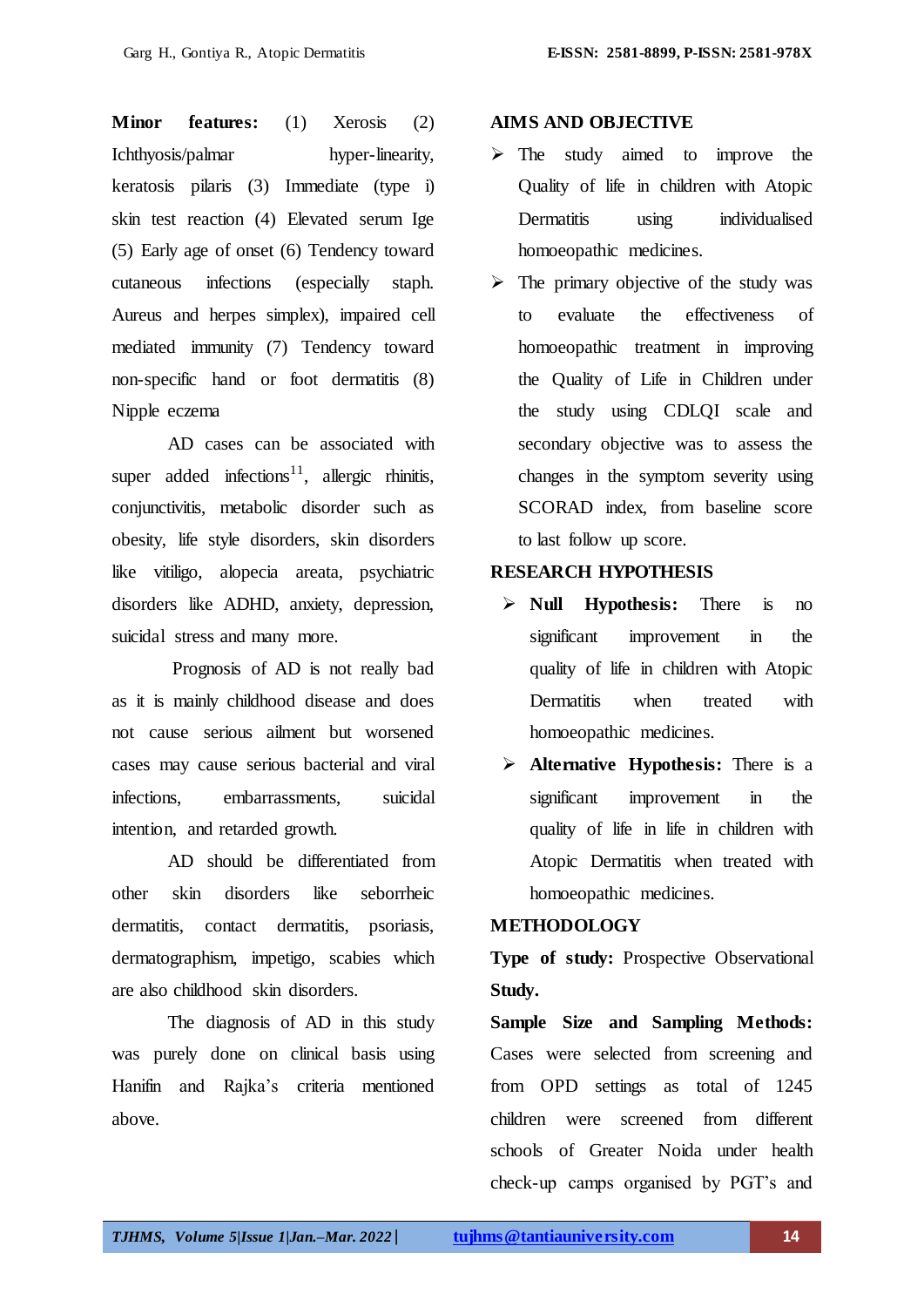**Minor features:** (1) Xerosis (2) Ichthyosis/palmar hyper-linearity, keratosis pilaris (3) Immediate (type i) skin test reaction (4) Elevated serum Ige (5) Early age of onset (6) Tendency toward cutaneous infections (especially staph. Aureus and herpes simplex), impaired cell mediated immunity (7) Tendency toward non-specific hand or foot dermatitis (8) Nipple eczema

AD cases can be associated with super added infections[11], allergic rhinitis, conjunctivitis, metabolic disorder such as obesity, life style disorders, skin disorders like vitiligo, alopecia areata, psychiatric disorders like ADHD, anxiety, depression, suicidal stress and many more.

Prognosis of AD is not really bad as it is mainly childhood disease and does not cause serious ailment but worsened cases may cause serious bacterial and viral infections, embarrassments, suicidal intention, and retarded growth.

AD should be differentiated from other skin disorders like seborrheic dermatitis, contact dermatitis, psoriasis, dermatographism, impetigo, scabies which are also childhood skin disorders.

The diagnosis of AD in this study was purely done on clinical basis using Hanifin and Rajka's criteria mentioned above.

## AIMS AND OBJECTIVE

- The study aimed to improve the Quality of life in children with Atopic Dermatitis using individualised homoeopathic medicines.
- The primary objective of the study was to evaluate the effectiveness of homoeopathic treatment in improving the Quality of Life in Children under the study using CDLQI scale and secondary objective was to assess the changes in the symptom severity using SCORAD index, from baseline score to last follow up score.

## RESEARCH HYPOTHESIS

- **Null Hypothesis:** There is no significant improvement in the quality of life in children with Atopic Dermatitis when treated with homoeopathic medicines.
- **Alternative Hypothesis:** There is a significant improvement in the quality of life in life in children with Atopic Dermatitis when treated with homoeopathic medicines.

## METHODOLOGY

**Type of study:** Prospective Observational **Study.**

**Sample Size and Sampling Methods:** Cases were selected from screening and from OPD settings as total of 1245 children were screened from different schools of Greater Noida under health check-up camps organised by PGT's and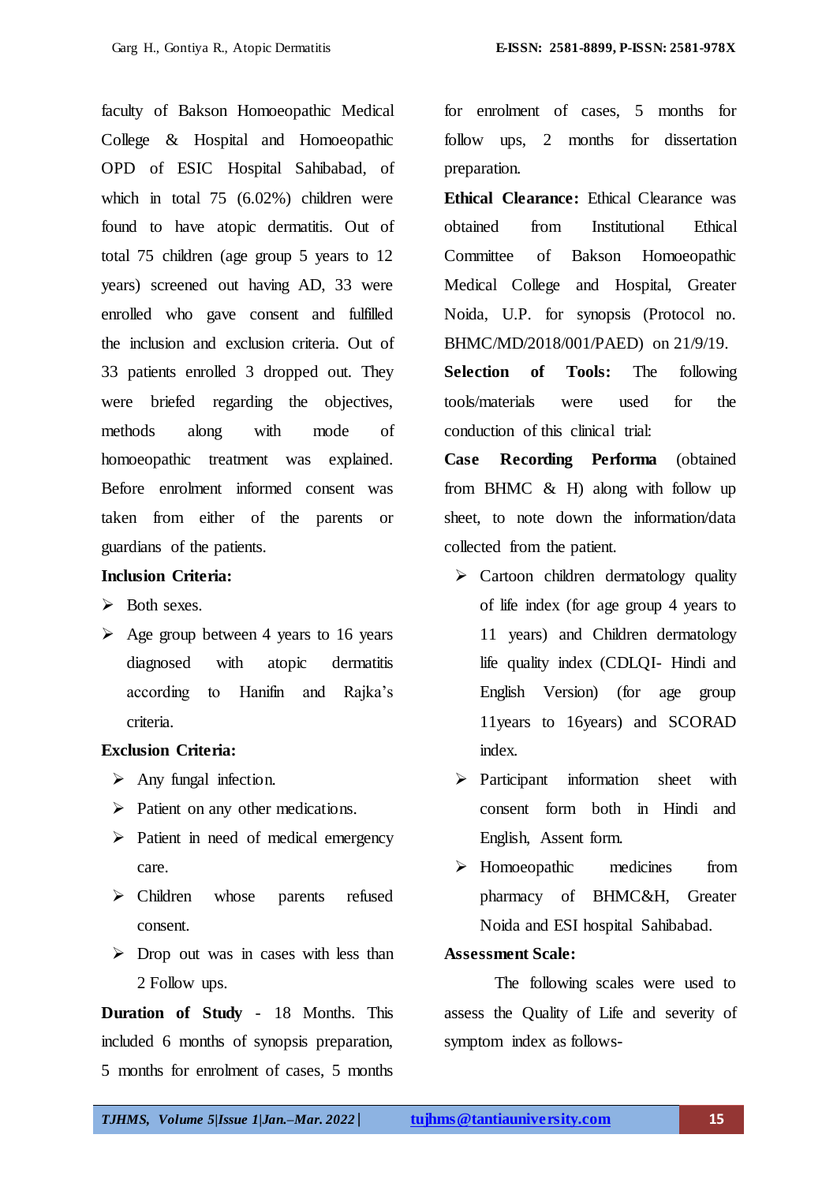faculty of Bakson Homoeopathic Medical College & Hospital and Homoeopathic OPD of ESIC Hospital Sahibabad, of which in total 75 (6.02%) children were found to have atopic dermatitis. Out of total 75 children (age group 5 years to 12 years) screened out having AD, 33 were enrolled who gave consent and fulfilled the inclusion and exclusion criteria. Out of 33 patients enrolled 3 dropped out. They were briefed regarding the objectives, methods along with mode of homoeopathic treatment was explained. Before enrolment informed consent was taken from either of the parents or guardians of the patients.

**Inclusion Criteria:**

- Both sexes.
- Age group between 4 years to 16 years diagnosed with atopic dermatitis according to Hanifin and Rajka's criteria.

**Exclusion Criteria:**

- Any fungal infection.
- Patient on any other medications.
- Patient in need of medical emergency care.
- Children whose parents refused consent.
- Drop out was in cases with less than 2 Follow ups.

**Duration of Study** - 18 Months. This included 6 months of synopsis preparation, 5 months for enrolment of cases, 5 months for follow ups, 2 months for dissertation preparation.

**Ethical Clearance:** Ethical Clearance was obtained from Institutional Ethical Committee of Bakson Homoeopathic Medical College and Hospital, Greater Noida, U.P. for synopsis (Protocol no. BHMC/MD/2018/001/PAED) on 21/9/19.

**Selection of Tools:** The following tools/materials were used for the conduction of this clinical trial:

**Case Recording Performa** (obtained from BHMC & H) along with follow up sheet, to note down the information/data collected from the patient.

- Cartoon children dermatology quality of life index (for age group 4 years to 11 years) and Children dermatology life quality index (CDLQI- Hindi and English Version) (for age group 11years to 16years) and SCORAD index.
- Participant information sheet with consent form both in Hindi and English, Assent form.
- Homoeopathic medicines from pharmacy of BHMC&H, Greater Noida and ESI hospital Sahibabad.

**Assessment Scale:**

The following scales were used to assess the Quality of Life and severity of symptom index as follows-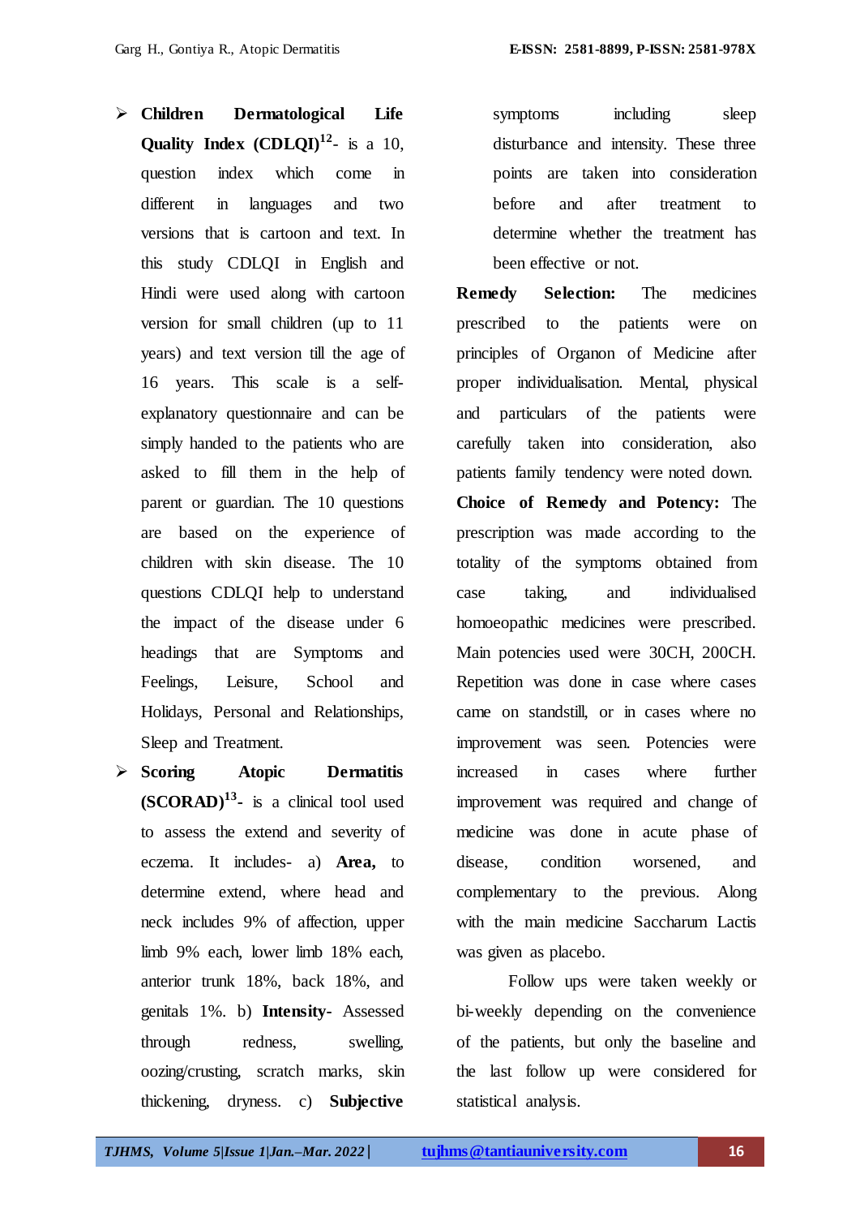- **Children Dermatological Life Quality Index (CDLQI)[12]**- is a 10, question index which come in different in languages and two versions that is cartoon and text. In this study CDLQI in English and Hindi were used along with cartoon version for small children (up to 11 years) and text version till the age of 16 years. This scale is a self-explanatory questionnaire and can be simply handed to the patients who are asked to fill them in the help of parent or guardian. The 10 questions are based on the experience of children with skin disease. The 10 questions CDLQI help to understand the impact of the disease under 6 headings that are Symptoms and Feelings, Leisure, School and Holidays, Personal and Relationships, Sleep and Treatment.
- **Scoring Atopic Dermatitis (SCORAD)[13]**- is a clinical tool used to assess the extend and severity of eczema. It includes- a) **Area,** to determine extend, where head and neck includes 9% of affection, upper limb 9% each, lower limb 18% each, anterior trunk 18%, back 18%, and genitals 1%. b) **Intensity-** Assessed through redness, swelling, oozing/crusting, scratch marks, skin thickening, dryness. c) **Subjective** symptoms including sleep disturbance and intensity. These three points are taken into consideration before and after treatment to determine whether the treatment has been effective or not.

**Remedy Selection:** The medicines prescribed to the patients were on principles of Organon of Medicine after proper individualisation. Mental, physical and particulars of the patients were carefully taken into consideration, also patients family tendency were noted down.

**Choice of Remedy and Potency:** The prescription was made according to the totality of the symptoms obtained from case taking, and individualised homoeopathic medicines were prescribed. Main potencies used were 30CH, 200CH. Repetition was done in case where cases came on standstill, or in cases where no improvement was seen. Potencies were increased in cases where further improvement was required and change of medicine was done in acute phase of disease, condition worsened, and complementary to the previous. Along with the main medicine Saccharum Lactis was given as placebo.

Follow ups were taken weekly or bi-weekly depending on the convenience of the patients, but only the baseline and the last follow up were considered for statistical analysis.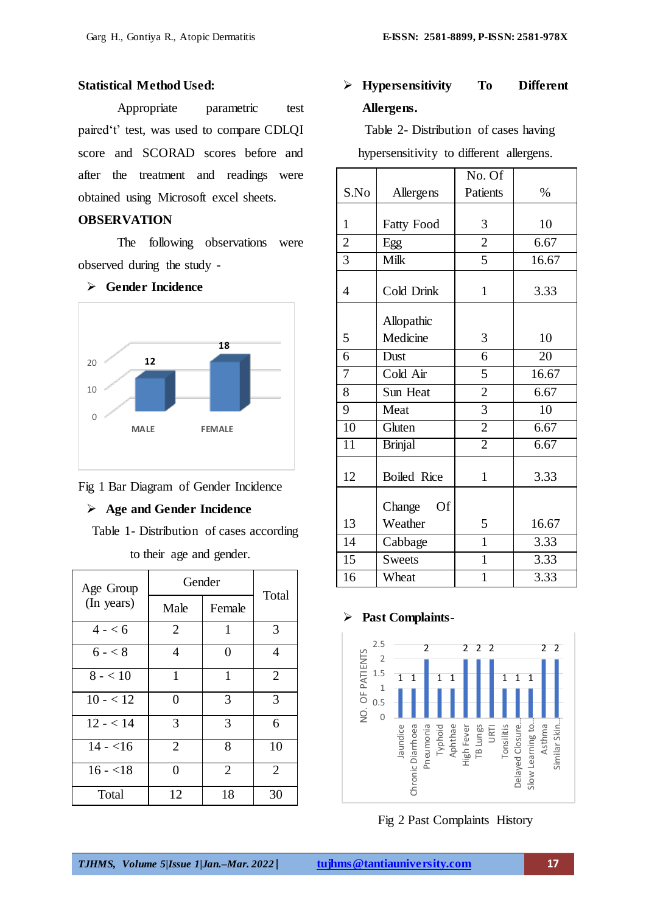**Statistical Method Used:**

Appropriate parametric test paired't' test, was used to compare CDLQI score and SCORAD scores before and after the treatment and readings were obtained using Microsoft excel sheets.

**OBSERVATION**

The following observations were observed during the study -

- **Gender Incidence**

Fig 1 Bar Diagram of Gender Incidence

- **Age and Gender Incidence**

Table 1- Distribution of cases according to their age and gender.

| Age Group (In years) | Gender | | Total |
|---|---|---|---|
| | Male | Female | |
| 4 - < 6 | 2 | 1 | 3 |
| 6 - < 8 | 4 | 0 | 4 |
| 8 - < 10 | 1 | 1 | 2 |
| 10 - < 12 | 0 | 3 | 3 |
| 12 - < 14 | 3 | 3 | 6 |
| 14 - <16 | 2 | 8 | 10 |
| 16 - <18 | 0 | 2 | 2 |
| Total | 12 | 18 | 30 |

- **Hypersensitivity To Different Allergens.**

Table 2- Distribution of cases having hypersensitivity to different allergens.

| S.No | Allergens | No. Of Patients | % |
|---|---|---|---|
| 1 | Fatty Food | 3 | 10 |
| 2 | Egg | 2 | 6.67 |
| 3 | Milk | 5 | 16.67 |
| 4 | Cold Drink | 1 | 3.33 |
| 5 | Allopathic Medicine | 3 | 10 |
| 6 | Dust | 6 | 20 |
| 7 | Cold Air | 5 | 16.67 |
| 8 | Sun Heat | 2 | 6.67 |
| 9 | Meat | 3 | 10 |
| 10 | Gluten | 2 | 6.67 |
| 11 | Brinjal | 2 | 6.67 |
| 12 | Boiled Rice | 1 | 3.33 |
| 13 | Change Of Weather | 5 | 16.67 |
| 14 | Cabbage | 1 | 3.33 |
| 15 | Sweets | 1 | 3.33 |
| 16 | Wheat | 1 | 3.33 |

- **Past Complaints-**

Fig 2 Past Complaints History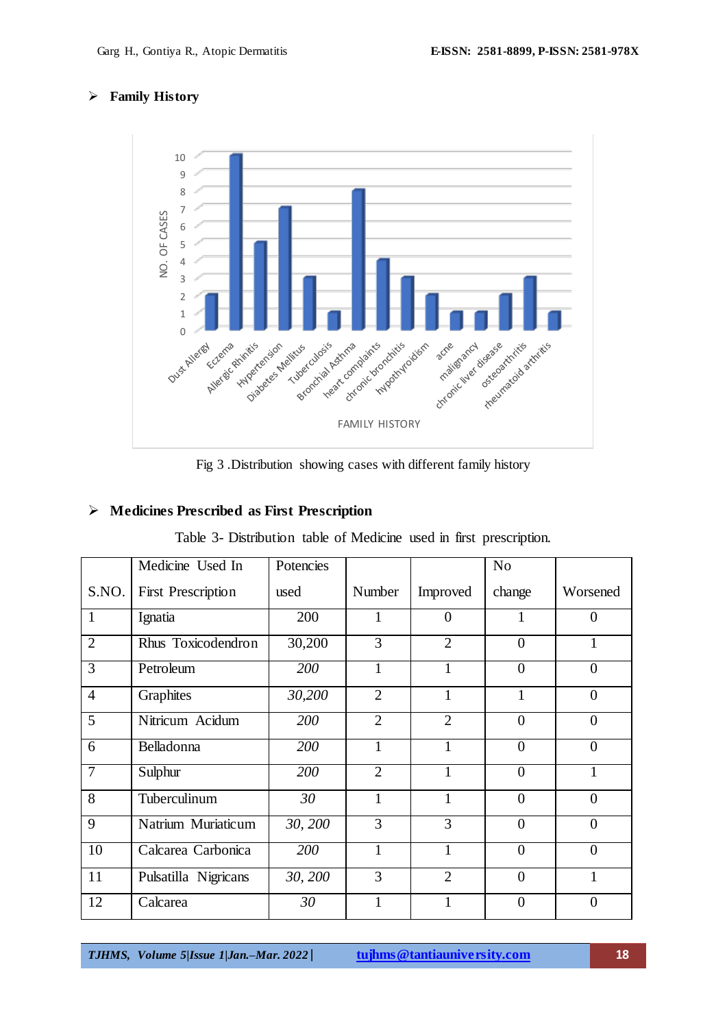- **Family History**

Fig 3 .Distribution showing cases with different family history

- **Medicines Prescribed as First Prescription**

Table 3- Distribution table of Medicine used in first prescription.

| S.NO. | Medicine Used In First Prescription | Potencies used | Number | Improved | No change | Worsened |
|---|---|---|---|---|---|---|
| 1 | Ignatia | 200 | 1 | 0 | 1 | 0 |
| 2 | Rhus Toxicodendron | 30,200 | 3 | 2 | 0 | 1 |
| 3 | Petroleum | *200* | 1 | 1 | 0 | 0 |
| 4 | Graphites | *30,200* | 2 | 1 | 1 | 0 |
| 5 | Nitricum Acidum | *200* | 2 | 2 | 0 | 0 |
| 6 | Belladonna | *200* | 1 | 1 | 0 | 0 |
| 7 | Sulphur | *200* | 2 | 1 | 0 | 1 |
| 8 | Tuberculinum | *30* | 1 | 1 | 0 | 0 |
| 9 | Natrium Muriaticum | *30, 200* | 3 | 3 | 0 | 0 |
| 10 | Calcarea Carbonica | *200* | 1 | 1 | 0 | 0 |
| 11 | Pulsatilla Nigricans | *30, 200* | 3 | 2 | 0 | 1 |
| 12 | Calcarea | *30* | 1 | 1 | 0 | 0 |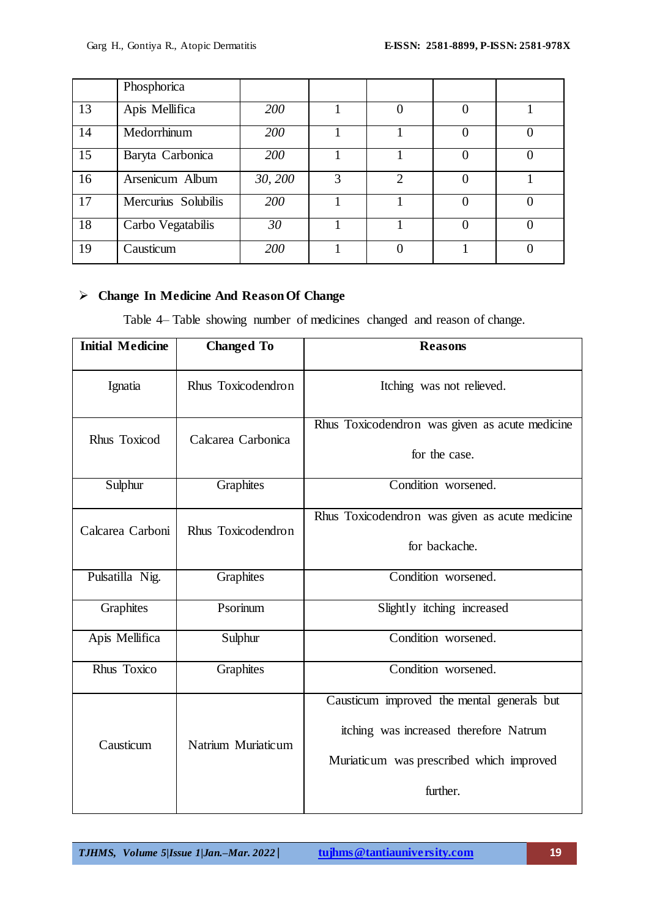|  | Phosphorica |  |  |  |  |  |
|---|---|---|---|---|---|---|
| 13 | Apis Mellifica | *200* | 1 | 0 | 0 | 1 |
| 14 | Medorrhinum | *200* | 1 | 1 | 0 | 0 |
| 15 | Baryta Carbonica | *200* | 1 | 1 | 0 | 0 |
| 16 | Arsenicum Album | *30, 200* | 3 | 2 | 0 | 1 |
| 17 | Mercurius Solubilis | *200* | 1 | 1 | 0 | 0 |
| 18 | Carbo Vegatabilis | *30* | 1 | 1 | 0 | 0 |
| 19 | Causticum | *200* | 1 | 0 | 1 | 0 |

- **Change In Medicine And Reason Of Change**

Table 4– Table showing number of medicines changed and reason of change.

| Initial Medicine | Changed To | Reasons |
|---|---|---|
| Ignatia | Rhus Toxicodendron | Itching was not relieved. |
| Rhus Toxicod | Calcarea Carbonica | Rhus Toxicodendron was given as acute medicine for the case. |
| Sulphur | Graphites | Condition worsened. |
| Calcarea Carboni | Rhus Toxicodendron | Rhus Toxicodendron was given as acute medicine for backache. |
| Pulsatilla Nig. | Graphites | Condition worsened. |
| Graphites | Psorinum | Slightly itching increased |
| Apis Mellifica | Sulphur | Condition worsened. |
| Rhus Toxico | Graphites | Condition worsened. |
| Causticum | Natrium Muriaticum | Causticum improved the mental generals but itching was increased therefore Natrum Muriaticum was prescribed which improved further. |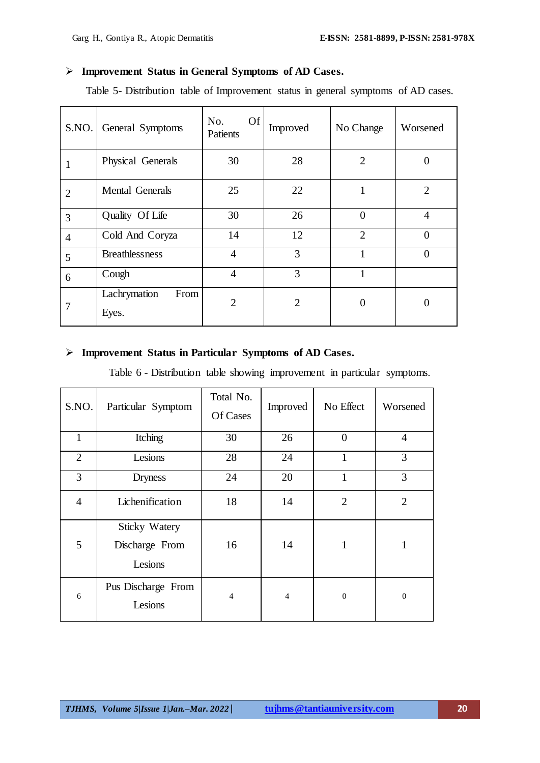- **Improvement Status in General Symptoms of AD Cases.**

Table 5- Distribution table of Improvement status in general symptoms of AD cases.

| S.NO. | General Symptoms | No. Of Patients | Improved | No Change | Worsened |
|---|---|---|---|---|---|
| 1 | Physical Generals | 30 | 28 | 2 | 0 |
| 2 | Mental Generals | 25 | 22 | 1 | 2 |
| 3 | Quality Of Life | 30 | 26 | 0 | 4 |
| 4 | Cold And Coryza | 14 | 12 | 2 | 0 |
| 5 | Breathlessness | 4 | 3 | 1 | 0 |
| 6 | Cough | 4 | 3 | 1 | |
| 7 | Lachrymation From Eyes. | 2 | 2 | 0 | 0 |

- **Improvement Status in Particular Symptoms of AD Cases.**

Table 6 - Distribution table showing improvement in particular symptoms.

| S.NO. | Particular Symptom | Total No. Of Cases | Improved | No Effect | Worsened |
|---|---|---|---|---|---|
| 1 | Itching | 30 | 26 | 0 | 4 |
| 2 | Lesions | 28 | 24 | 1 | 3 |
| 3 | Dryness | 24 | 20 | 1 | 3 |
| 4 | Lichenification | 18 | 14 | 2 | 2 |
| 5 | Sticky Watery Discharge From Lesions | 16 | 14 | 1 | 1 |
| 6 | Pus Discharge From Lesions | 4 | 4 | 0 | 0 |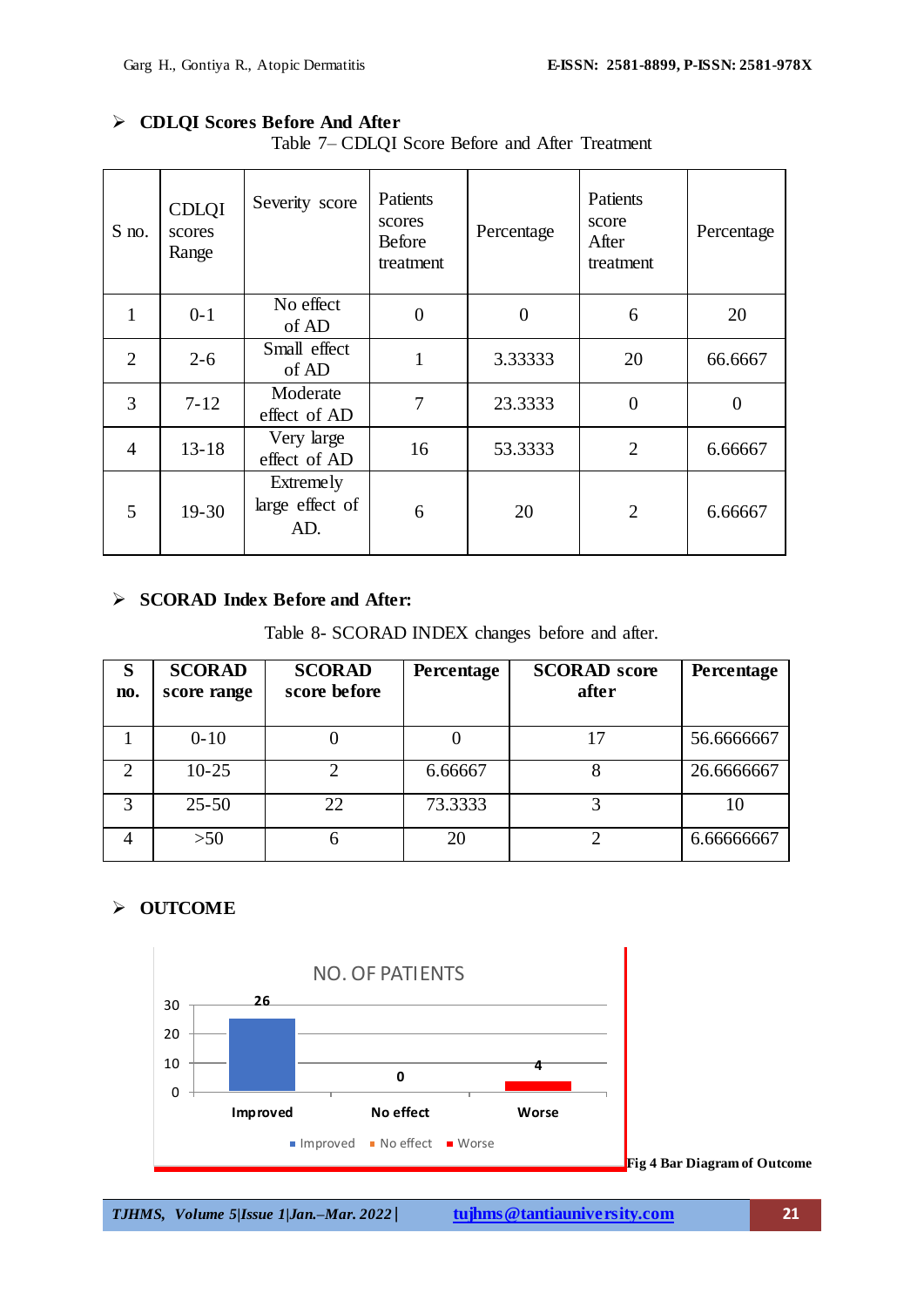- **CDLQI Scores Before And After**

Table 7– CDLQI Score Before and After Treatment

| S no. | CDLQI scores Range | Severity score | Patients scores Before treatment | Percentage | Patients score After treatment | Percentage |
|---|---|---|---|---|---|---|
| 1 | 0-1 | No effect of AD | 0 | 0 | 6 | 20 |
| 2 | 2-6 | Small effect of AD | 1 | 3.33333 | 20 | 66.6667 |
| 3 | 7-12 | Moderate effect of AD | 7 | 23.3333 | 0 | 0 |
| 4 | 13-18 | Very large effect of AD | 16 | 53.3333 | 2 | 6.66667 |
| 5 | 19-30 | Extremely large effect of AD. | 6 | 20 | 2 | 6.66667 |

- **SCORAD Index Before and After:**

Table 8- SCORAD INDEX changes before and after.

| S no. | SCORAD score range | SCORAD score before | Percentage | SCORAD score after | Percentage |
|---|---|---|---|---|---|
| 1 | 0-10 | 0 | 0 | 17 | 56.6666667 |
| 2 | 10-25 | 2 | 6.66667 | 8 | 26.6666667 |
| 3 | 25-50 | 22 | 73.3333 | 3 | 10 |
| 4 | >50 | 6 | 20 | 2 | 6.66666667 |

- **OUTCOME**

Fig 4 Bar Diagram of Outcome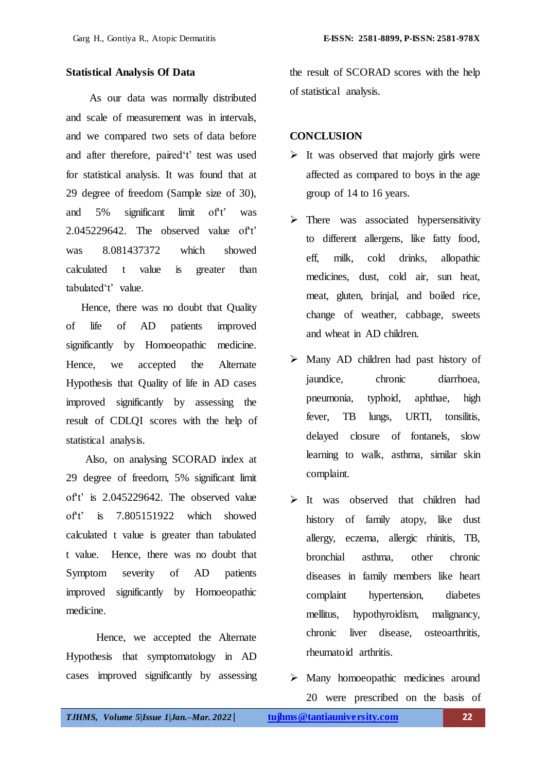### Statistical Analysis Of Data

As our data was normally distributed and scale of measurement was in intervals, and we compared two sets of data before and after therefore, paired't' test was used for statistical analysis. It was found that at 29 degree of freedom (Sample size of 30), and 5% significant limit of't' was 2.045229642. The observed value of't' was 8.081437372 which showed calculated t value is greater than tabulated't' value.

Hence, there was no doubt that Quality of life of AD patients improved significantly by Homoeopathic medicine. Hence, we accepted the Alternate Hypothesis that Quality of life in AD cases improved significantly by assessing the result of CDLQI scores with the help of statistical analysis.

Also, on analysing SCORAD index at 29 degree of freedom, 5% significant limit of't' is 2.045229642. The observed value of't' is 7.805151922 which showed calculated t value is greater than tabulated t value. Hence, there was no doubt that Symptom severity of AD patients improved significantly by Homoeopathic medicine.

Hence, we accepted the Alternate Hypothesis that symptomatology in AD cases improved significantly by assessing the result of SCORAD scores with the help of statistical analysis.

## CONCLUSION

- It was observed that majorly girls were affected as compared to boys in the age group of 14 to 16 years.
- There was associated hypersensitivity to different allergens, like fatty food, eff, milk, cold drinks, allopathic medicines, dust, cold air, sun heat, meat, gluten, brinjal, and boiled rice, change of weather, cabbage, sweets and wheat in AD children.
- Many AD children had past history of jaundice, chronic diarrhoea, pneumonia, typhoid, aphthae, high fever, TB lungs, URTI, tonsilitis, delayed closure of fontanels, slow learning to walk, asthma, similar skin complaint.
- It was observed that children had history of family atopy, like dust allergy, eczema, allergic rhinitis, TB, bronchial asthma, other chronic diseases in family members like heart complaint hypertension, diabetes mellitus, hypothyroidism, malignancy, chronic liver disease, osteoarthritis, rheumatoid arthritis.
- Many homoeopathic medicines around 20 were prescribed on the basis of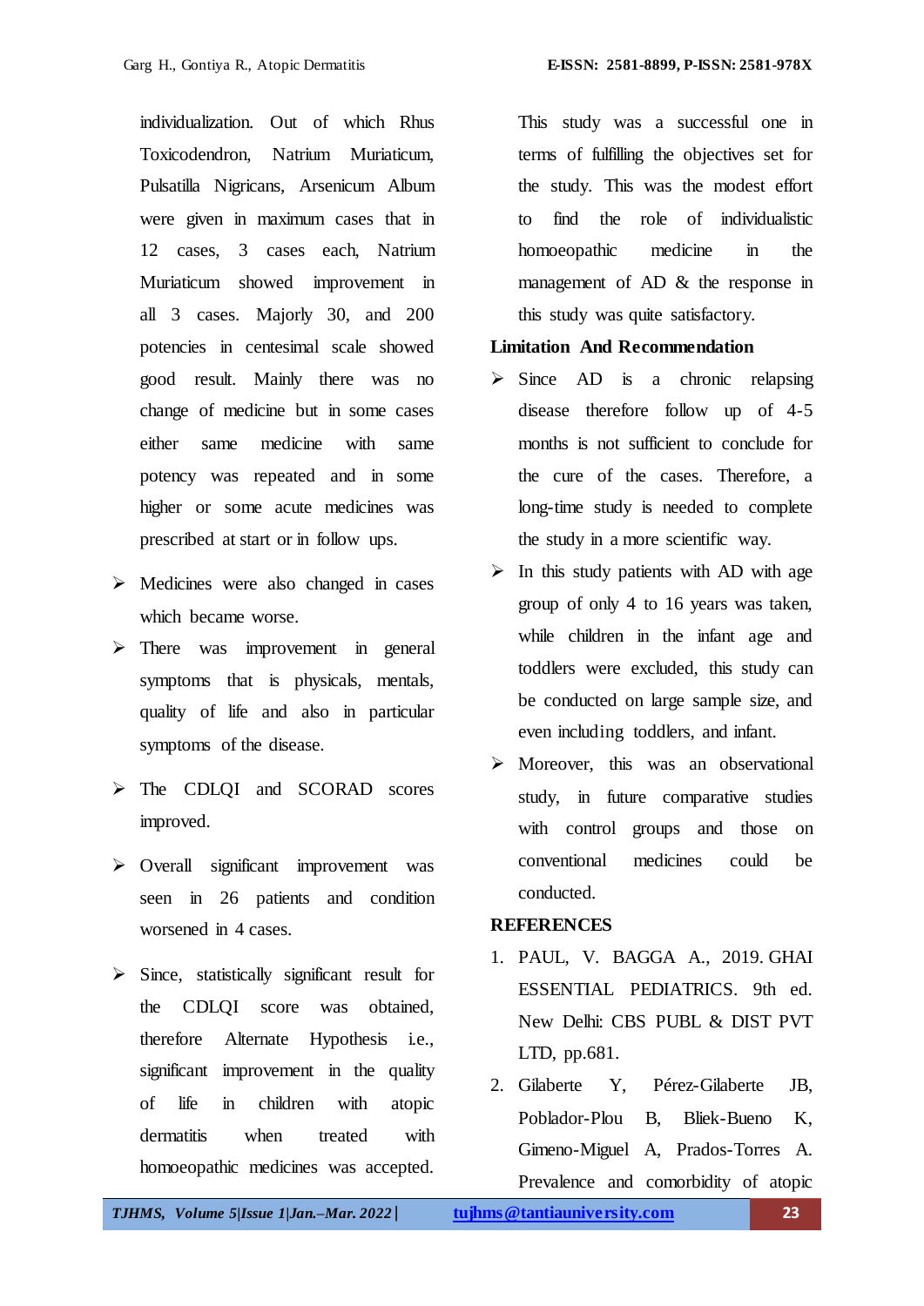individualization. Out of which Rhus Toxicodendron, Natrium Muriaticum, Pulsatilla Nigricans, Arsenicum Album were given in maximum cases that in 12 cases, 3 cases each, Natrium Muriaticum showed improvement in all 3 cases. Majorly 30, and 200 potencies in centesimal scale showed good result. Mainly there was no change of medicine but in some cases either same medicine with same potency was repeated and in some higher or some acute medicines was prescribed at start or in follow ups.

- Medicines were also changed in cases which became worse.
- There was improvement in general symptoms that is physicals, mentals, quality of life and also in particular symptoms of the disease.
- The CDLQI and SCORAD scores improved.
- Overall significant improvement was seen in 26 patients and condition worsened in 4 cases.
- Since, statistically significant result for the CDLQI score was obtained, therefore Alternate Hypothesis i.e., significant improvement in the quality of life in children with atopic dermatitis when treated with homoeopathic medicines was accepted.

This study was a successful one in terms of fulfilling the objectives set for the study. This was the modest effort to find the role of individualistic homoeopathic medicine in the management of AD & the response in this study was quite satisfactory.

## Limitation And Recommendation

- Since AD is a chronic relapsing disease therefore follow up of 4-5 months is not sufficient to conclude for the cure of the cases. Therefore, a long-time study is needed to complete the study in a more scientific way.
- In this study patients with AD with age group of only 4 to 16 years was taken, while children in the infant age and toddlers were excluded, this study can be conducted on large sample size, and even including toddlers, and infant.
- Moreover, this was an observational study, in future comparative studies with control groups and those on conventional medicines could be conducted.

## REFERENCES

1. PAUL, V. BAGGA A., 2019. GHAI ESSENTIAL PEDIATRICS. 9th ed. New Delhi: CBS PUBL & DIST PVT LTD, pp.681.
2. Gilaberte Y, Pérez-Gilaberte JB, Poblador-Plou B, Bliek-Bueno K, Gimeno-Miguel A, Prados-Torres A. Prevalence and comorbidity of atopic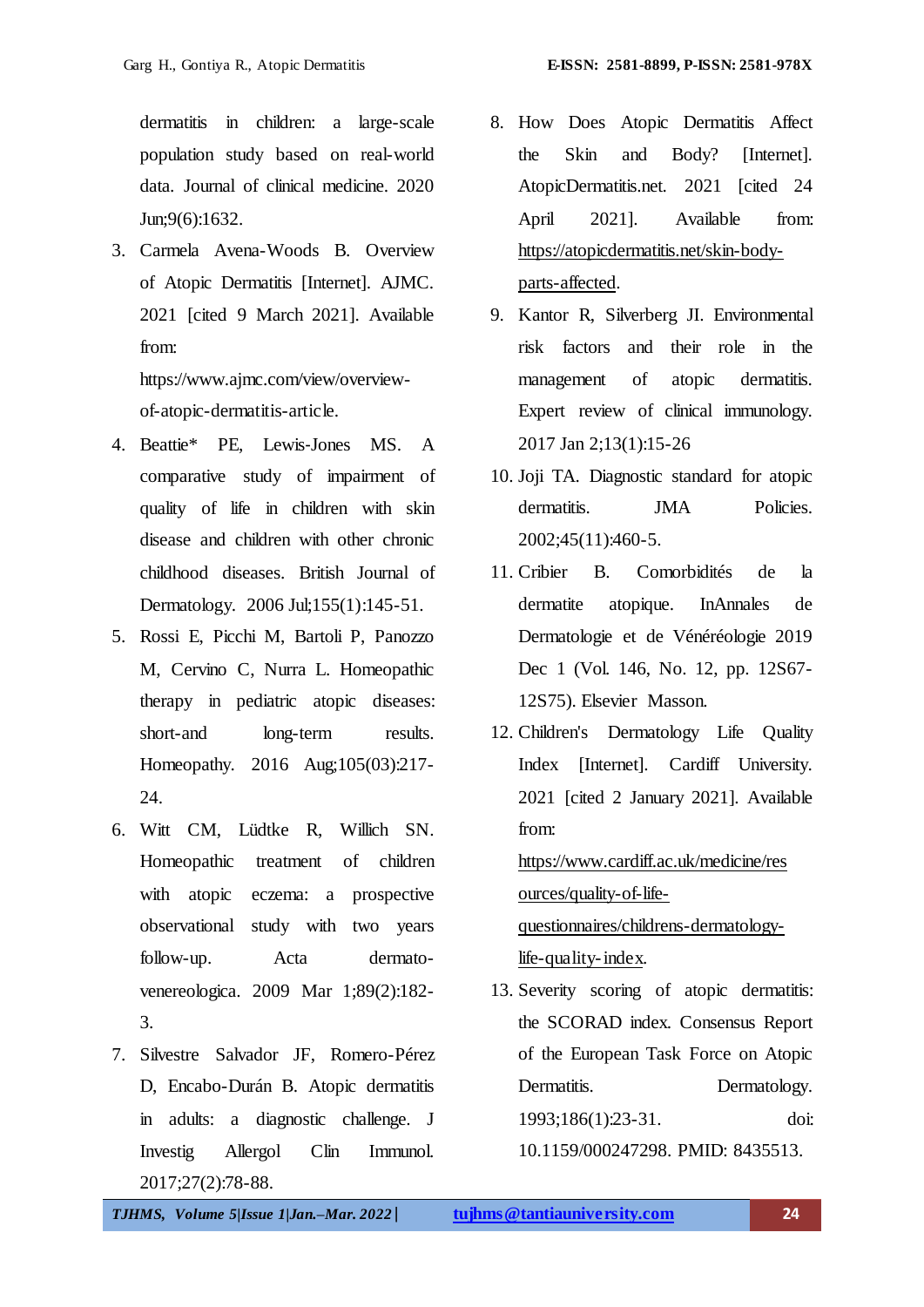dermatitis in children: a large-scale population study based on real-world data. Journal of clinical medicine. 2020 Jun;9(6):1632.

3. Carmela Avena-Woods B. Overview of Atopic Dermatitis [Internet]. AJMC. 2021 [cited 9 March 2021]. Available from: https://www.ajmc.com/view/overview-of-atopic-dermatitis-article.
4. Beattie* PE, Lewis-Jones MS. A comparative study of impairment of quality of life in children with skin disease and children with other chronic childhood diseases. British Journal of Dermatology. 2006 Jul;155(1):145-51.
5. Rossi E, Picchi M, Bartoli P, Panozzo M, Cervino C, Nurra L. Homeopathic therapy in pediatric atopic diseases: short-and long-term results. Homeopathy. 2016 Aug;105(03):217-24.
6. Witt CM, Lüdtke R, Willich SN. Homeopathic treatment of children with atopic eczema: a prospective observational study with two years follow-up. Acta dermato-venereologica. 2009 Mar 1;89(2):182-3.
7. Silvestre Salvador JF, Romero-Pérez D, Encabo-Durán B. Atopic dermatitis in adults: a diagnostic challenge. J Investig Allergol Clin Immunol. 2017;27(2):78-88.
8. How Does Atopic Dermatitis Affect the Skin and Body? [Internet]. AtopicDermatitis.net. 2021 [cited 24 April 2021]. Available from: https://atopicdermatitis.net/skin-body-parts-affected.
9. Kantor R, Silverberg JI. Environmental risk factors and their role in the management of atopic dermatitis. Expert review of clinical immunology. 2017 Jan 2;13(1):15-26
10. Joji TA. Diagnostic standard for atopic dermatitis. JMA Policies. 2002;45(11):460-5.
11. Cribier B. Comorbidités de la dermatite atopique. InAnnales de Dermatologie et de Vénéréologie 2019 Dec 1 (Vol. 146, No. 12, pp. 12S67-12S75). Elsevier Masson.
12. Children's Dermatology Life Quality Index [Internet]. Cardiff University. 2021 [cited 2 January 2021]. Available from: https://www.cardiff.ac.uk/medicine/resources/quality-of-life-questionnaires/childrens-dermatology-life-quality-index.
13. Severity scoring of atopic dermatitis: the SCORAD index. Consensus Report of the European Task Force on Atopic Dermatitis. Dermatology. 1993;186(1):23-31. doi: 10.1159/000247298. PMID: 8435513.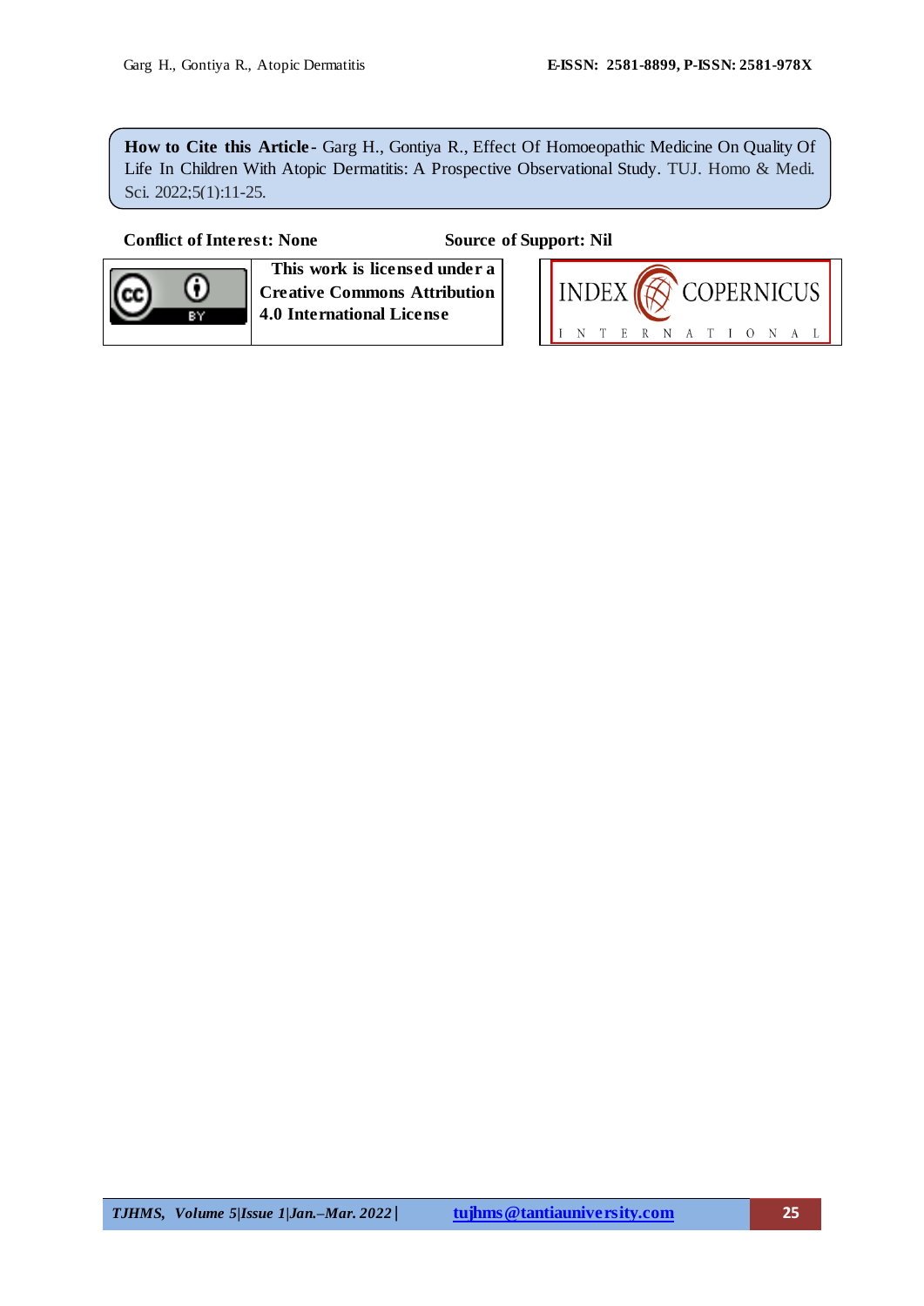**How to Cite this Article-** Garg H., Gontiya R., Effect Of Homoeopathic Medicine On Quality Of Life In Children With Atopic Dermatitis: A Prospective Observational Study. TUJ. Homo & Medi. Sci. 2022;5(1):11-25.

**Conflict of Interest: None**

**Source of Support: Nil**

**This work is licensed under a Creative Commons Attribution 4.0 International License**

INDEX COPERNICUS INTERNATIONAL